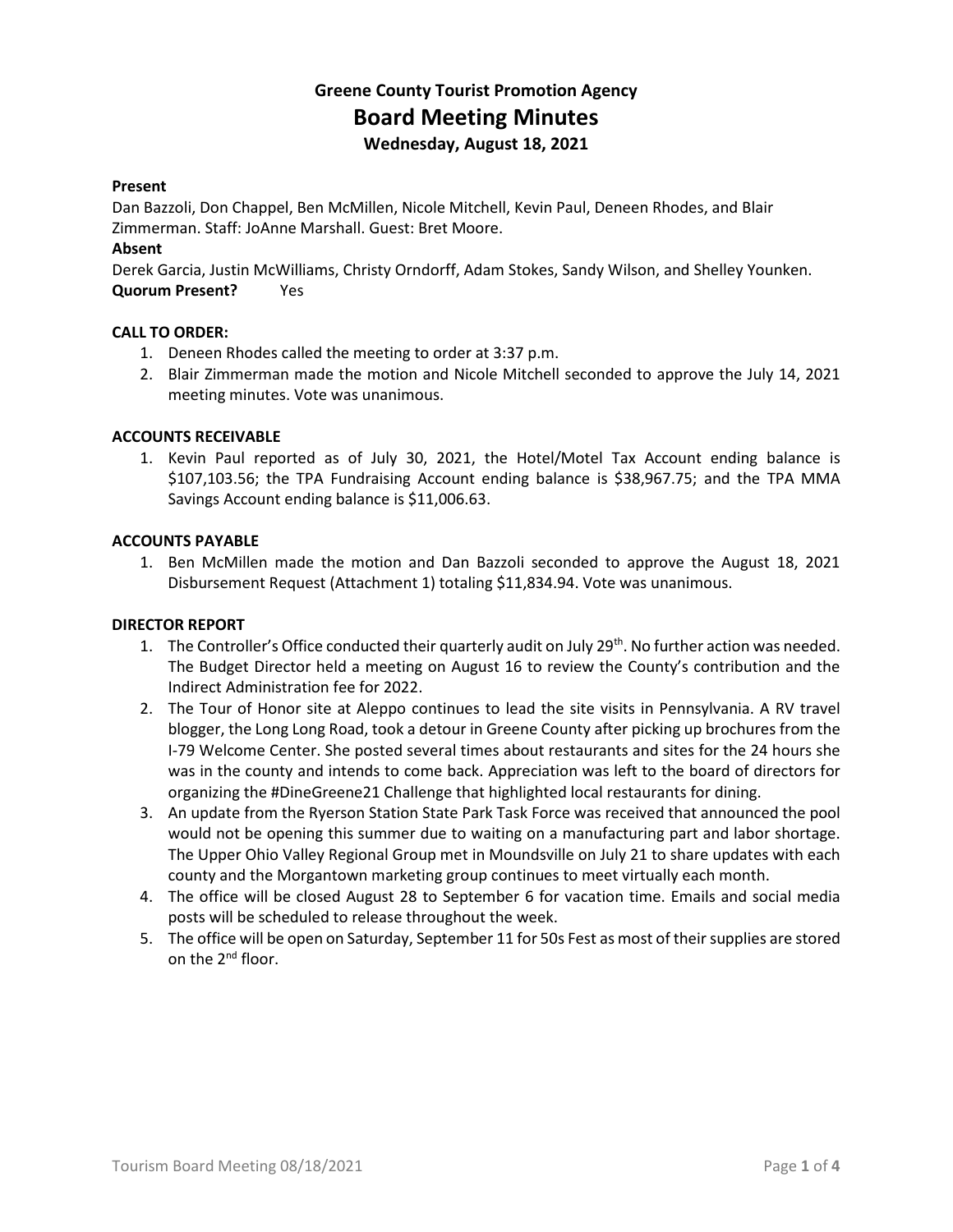# Greene County Tourist Promotion Agency
## Board Meeting Minutes
### Wednesday, August 18, 2021

**Present**

Dan Bazzoli, Don Chappel, Ben McMillen, Nicole Mitchell, Kevin Paul, Deneen Rhodes, and Blair Zimmerman. Staff: JoAnne Marshall. Guest: Bret Moore.

**Absent**

Derek Garcia, Justin McWilliams, Christy Orndorff, Adam Stokes, Sandy Wilson, and Shelley Younken.

**Quorum Present?** Yes

**CALL TO ORDER:**

1. Deneen Rhodes called the meeting to order at 3:37 p.m.
2. Blair Zimmerman made the motion and Nicole Mitchell seconded to approve the July 14, 2021 meeting minutes. Vote was unanimous.

**ACCOUNTS RECEIVABLE**

1. Kevin Paul reported as of July 30, 2021, the Hotel/Motel Tax Account ending balance is $107,103.56; the TPA Fundraising Account ending balance is $38,967.75; and the TPA MMA Savings Account ending balance is $11,006.63.

**ACCOUNTS PAYABLE**

1. Ben McMillen made the motion and Dan Bazzoli seconded to approve the August 18, 2021 Disbursement Request (Attachment 1) totaling $11,834.94. Vote was unanimous.

**DIRECTOR REPORT**

1. The Controller's Office conducted their quarterly audit on July 29th. No further action was needed. The Budget Director held a meeting on August 16 to review the County's contribution and the Indirect Administration fee for 2022.
2. The Tour of Honor site at Aleppo continues to lead the site visits in Pennsylvania. A RV travel blogger, the Long Long Road, took a detour in Greene County after picking up brochures from the I-79 Welcome Center. She posted several times about restaurants and sites for the 24 hours she was in the county and intends to come back. Appreciation was left to the board of directors for organizing the #DineGreene21 Challenge that highlighted local restaurants for dining.
3. An update from the Ryerson Station State Park Task Force was received that announced the pool would not be opening this summer due to waiting on a manufacturing part and labor shortage. The Upper Ohio Valley Regional Group met in Moundsville on July 21 to share updates with each county and the Morgantown marketing group continues to meet virtually each month.
4. The office will be closed August 28 to September 6 for vacation time. Emails and social media posts will be scheduled to release throughout the week.
5. The office will be open on Saturday, September 11 for 50s Fest as most of their supplies are stored on the 2nd floor.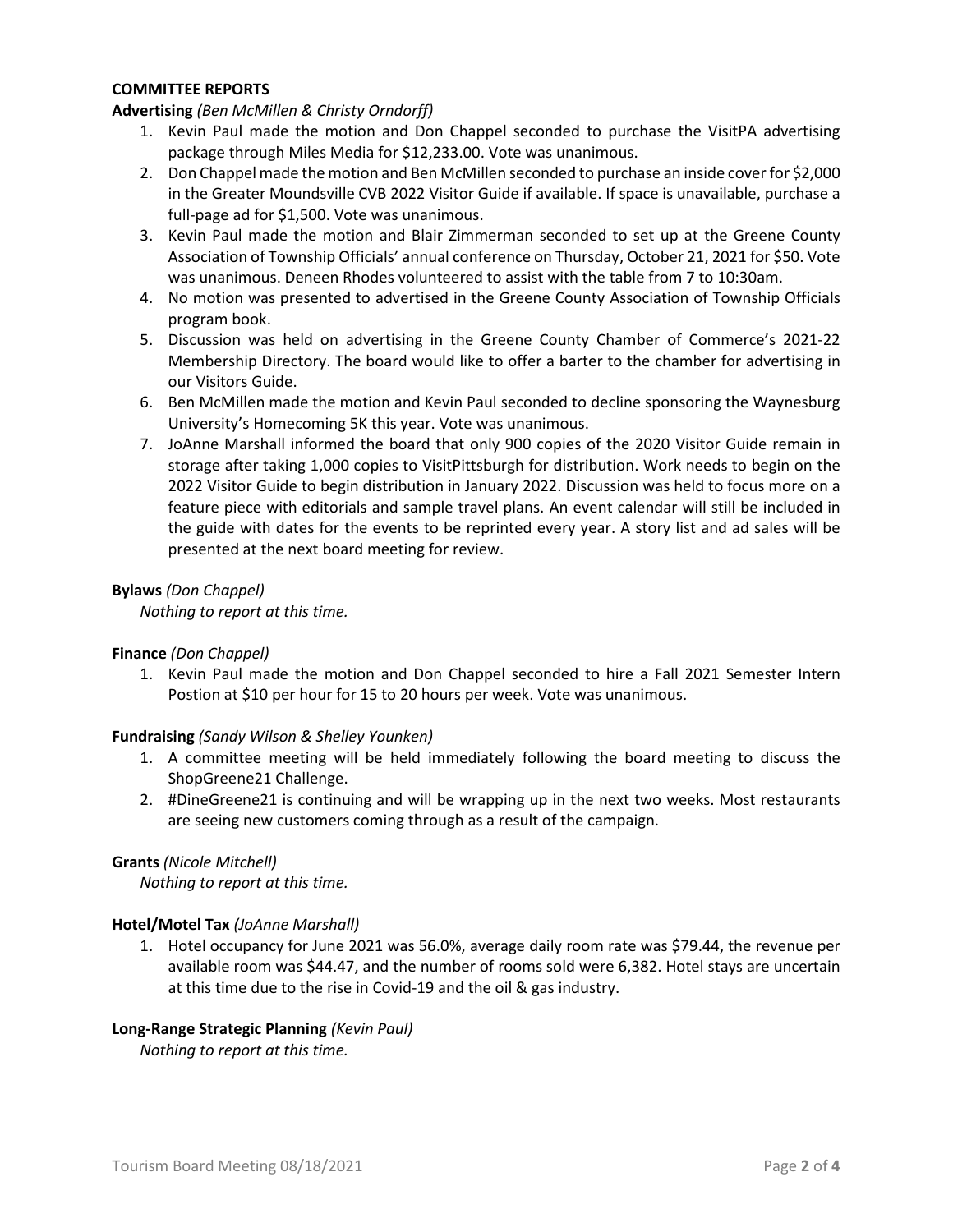**COMMITTEE REPORTS**

**Advertising** *(Ben McMillen & Christy Orndorff)*

1. Kevin Paul made the motion and Don Chappel seconded to purchase the VisitPA advertising package through Miles Media for $12,233.00. Vote was unanimous.
2. Don Chappel made the motion and Ben McMillen seconded to purchase an inside cover for $2,000 in the Greater Moundsville CVB 2022 Visitor Guide if available. If space is unavailable, purchase a full-page ad for $1,500. Vote was unanimous.
3. Kevin Paul made the motion and Blair Zimmerman seconded to set up at the Greene County Association of Township Officials' annual conference on Thursday, October 21, 2021 for $50. Vote was unanimous. Deneen Rhodes volunteered to assist with the table from 7 to 10:30am.
4. No motion was presented to advertised in the Greene County Association of Township Officials program book.
5. Discussion was held on advertising in the Greene County Chamber of Commerce's 2021-22 Membership Directory. The board would like to offer a barter to the chamber for advertising in our Visitors Guide.
6. Ben McMillen made the motion and Kevin Paul seconded to decline sponsoring the Waynesburg University's Homecoming 5K this year. Vote was unanimous.
7. JoAnne Marshall informed the board that only 900 copies of the 2020 Visitor Guide remain in storage after taking 1,000 copies to VisitPittsburgh for distribution. Work needs to begin on the 2022 Visitor Guide to begin distribution in January 2022. Discussion was held to focus more on a feature piece with editorials and sample travel plans. An event calendar will still be included in the guide with dates for the events to be reprinted every year. A story list and ad sales will be presented at the next board meeting for review.

**Bylaws** *(Don Chappel)*

*Nothing to report at this time.*

**Finance** *(Don Chappel)*

1. Kevin Paul made the motion and Don Chappel seconded to hire a Fall 2021 Semester Intern Postion at $10 per hour for 15 to 20 hours per week. Vote was unanimous.

**Fundraising** *(Sandy Wilson & Shelley Younken)*

1. A committee meeting will be held immediately following the board meeting to discuss the ShopGreene21 Challenge.
2. #DineGreene21 is continuing and will be wrapping up in the next two weeks. Most restaurants are seeing new customers coming through as a result of the campaign.

**Grants** *(Nicole Mitchell)*

*Nothing to report at this time.*

**Hotel/Motel Tax** *(JoAnne Marshall)*

1. Hotel occupancy for June 2021 was 56.0%, average daily room rate was $79.44, the revenue per available room was $44.47, and the number of rooms sold were 6,382. Hotel stays are uncertain at this time due to the rise in Covid-19 and the oil & gas industry.

**Long-Range Strategic Planning** *(Kevin Paul)*

*Nothing to report at this time.*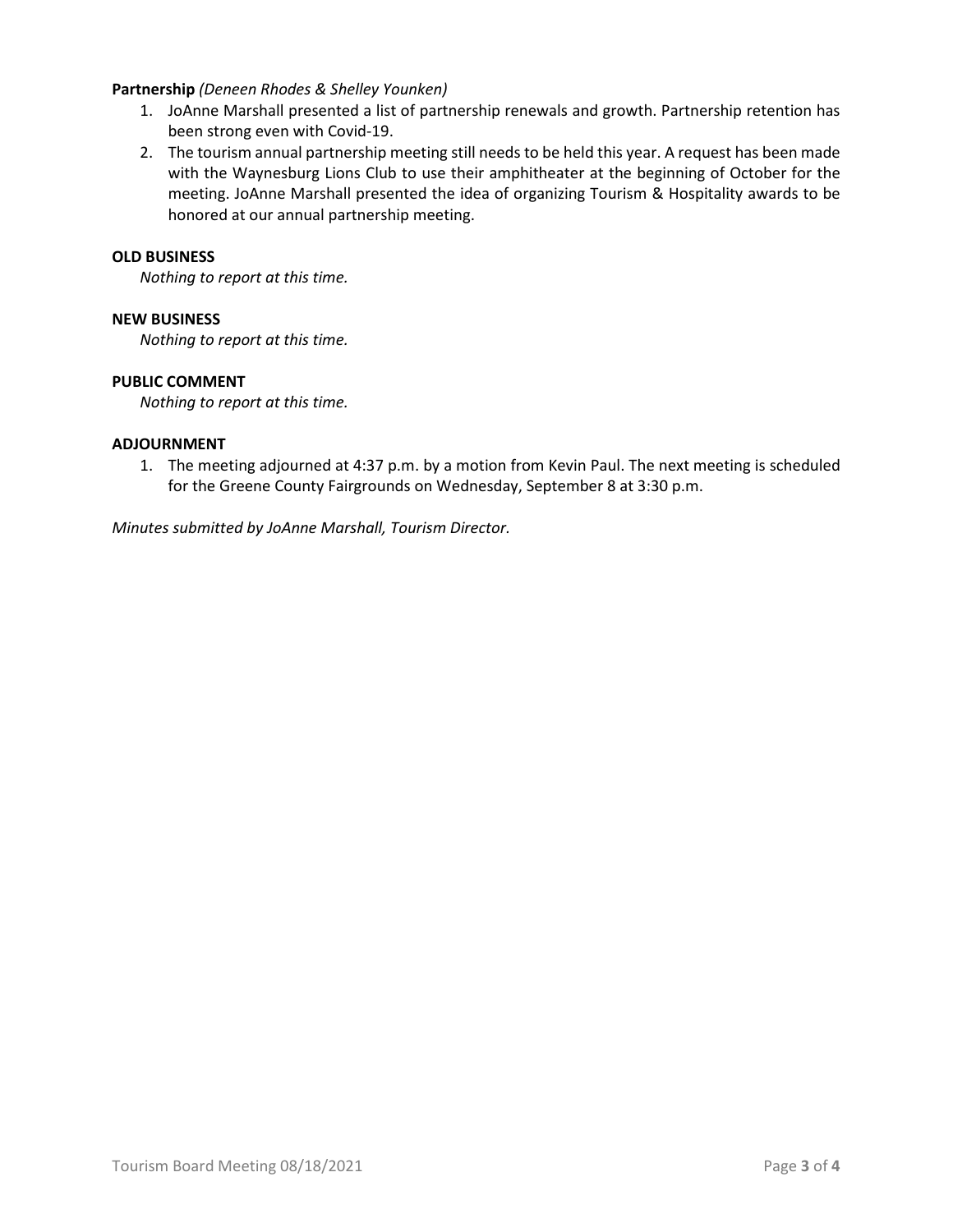**Partnership** *(Deneen Rhodes & Shelley Younken)*

1. JoAnne Marshall presented a list of partnership renewals and growth. Partnership retention has been strong even with Covid-19.
2. The tourism annual partnership meeting still needs to be held this year. A request has been made with the Waynesburg Lions Club to use their amphitheater at the beginning of October for the meeting. JoAnne Marshall presented the idea of organizing Tourism & Hospitality awards to be honored at our annual partnership meeting.

**OLD BUSINESS**

*Nothing to report at this time.*

**NEW BUSINESS**

*Nothing to report at this time.*

**PUBLIC COMMENT**

*Nothing to report at this time.*

**ADJOURNMENT**

1. The meeting adjourned at 4:37 p.m. by a motion from Kevin Paul. The next meeting is scheduled for the Greene County Fairgrounds on Wednesday, September 8 at 3:30 p.m.

*Minutes submitted by JoAnne Marshall, Tourism Director.*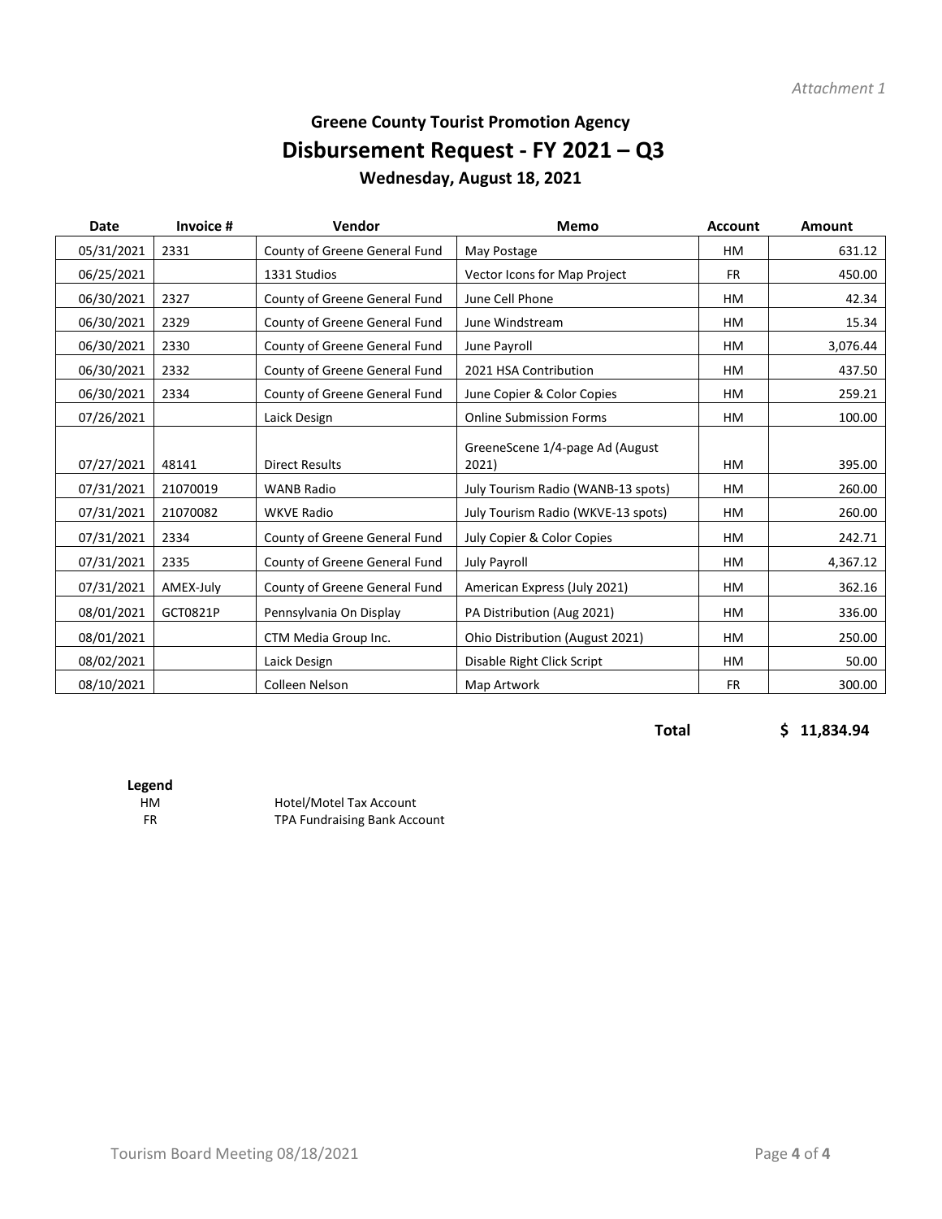*Attachment 1*

# Greene County Tourist Promotion Agency

## Disbursement Request - FY 2021 – Q3

### Wednesday, August 18, 2021

| Date | Invoice # | Vendor | Memo | Account | Amount |
|---|---|---|---|---|---|
| 05/31/2021 | 2331 | County of Greene General Fund | May Postage | HM | 631.12 |
| 06/25/2021 | | 1331 Studios | Vector Icons for Map Project | FR | 450.00 |
| 06/30/2021 | 2327 | County of Greene General Fund | June Cell Phone | HM | 42.34 |
| 06/30/2021 | 2329 | County of Greene General Fund | June Windstream | HM | 15.34 |
| 06/30/2021 | 2330 | County of Greene General Fund | June Payroll | HM | 3,076.44 |
| 06/30/2021 | 2332 | County of Greene General Fund | 2021 HSA Contribution | HM | 437.50 |
| 06/30/2021 | 2334 | County of Greene General Fund | June Copier & Color Copies | HM | 259.21 |
| 07/26/2021 | | Laick Design | Online Submission Forms | HM | 100.00 |
| 07/27/2021 | 48141 | Direct Results | GreeneScene 1/4-page Ad (August 2021) | HM | 395.00 |
| 07/31/2021 | 21070019 | WANB Radio | July Tourism Radio (WANB-13 spots) | HM | 260.00 |
| 07/31/2021 | 21070082 | WKVE Radio | July Tourism Radio (WKVE-13 spots) | HM | 260.00 |
| 07/31/2021 | 2334 | County of Greene General Fund | July Copier & Color Copies | HM | 242.71 |
| 07/31/2021 | 2335 | County of Greene General Fund | July Payroll | HM | 4,367.12 |
| 07/31/2021 | AMEX-July | County of Greene General Fund | American Express (July 2021) | HM | 362.16 |
| 08/01/2021 | GCT0821P | Pennsylvania On Display | PA Distribution (Aug 2021) | HM | 336.00 |
| 08/01/2021 | | CTM Media Group Inc. | Ohio Distribution (August 2021) | HM | 250.00 |
| 08/02/2021 | | Laick Design | Disable Right Click Script | HM | 50.00 |
| 08/10/2021 | | Colleen Nelson | Map Artwork | FR | 300.00 |
| | | | | **Total** | **$ 11,834.94** |

**Legend**

| | |
|---|---|
| HM | Hotel/Motel Tax Account |
| FR | TPA Fundraising Bank Account |